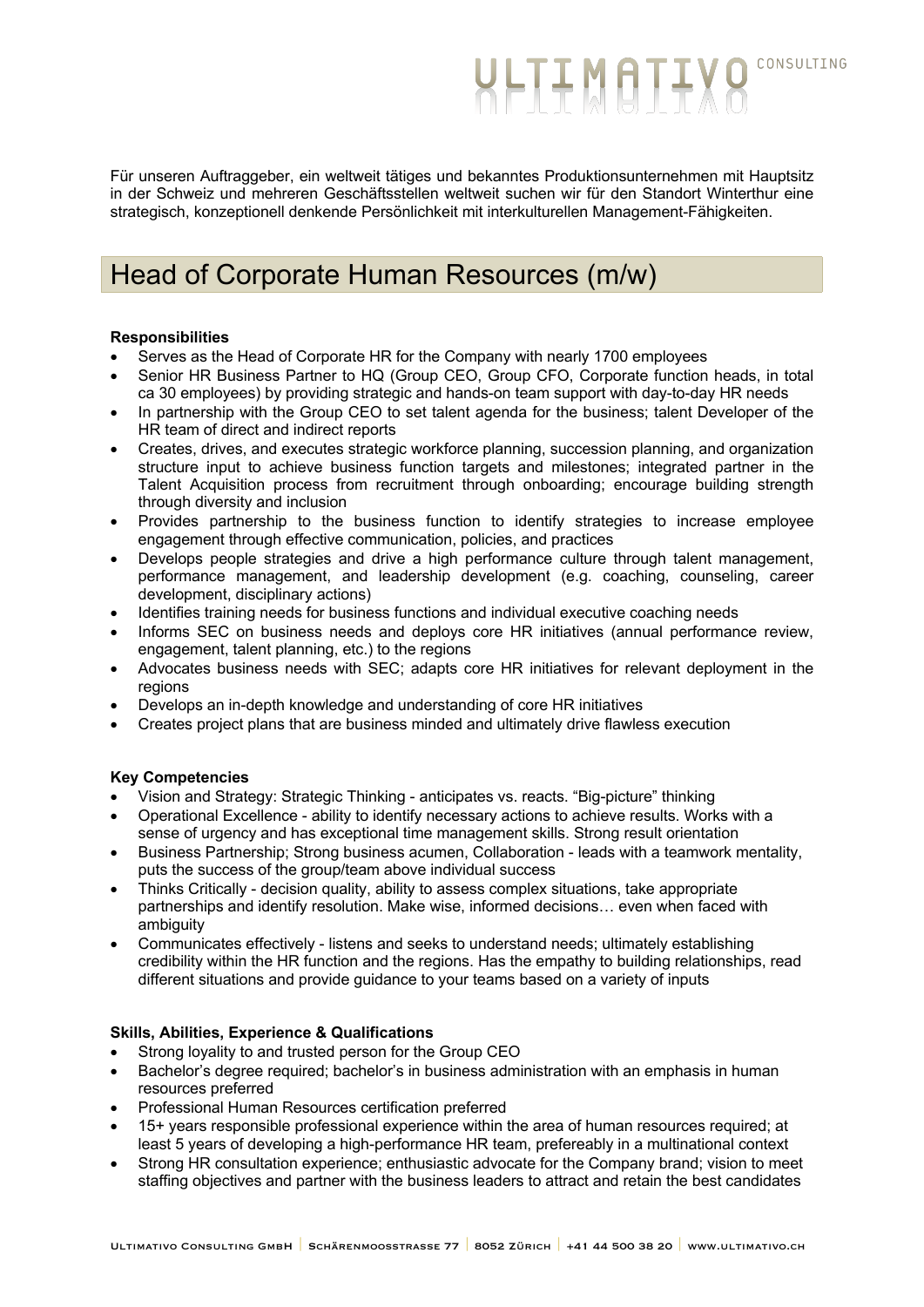Für unseren Auftraggeber, ein weltweit tätiges und bekanntes Produktionsunternehmen mit Hauptsitz in der Schweiz und mehreren Geschäftsstellen weltweit suchen wir für den Standort Winterthur eine strategisch, konzeptionell denkende Persönlichkeit mit interkulturellen Management-Fähigkeiten.

# Head of Corporate Human Resources (m/w)

**Responsibilities**

- Serves as the Head of Corporate HR for the Company with nearly 1700 employees
- Senior HR Business Partner to HQ (Group CEO, Group CFO, Corporate function heads, in total ca 30 employees) by providing strategic and hands-on team support with day-to-day HR needs
- In partnership with the Group CEO to set talent agenda for the business; talent Developer of the HR team of direct and indirect reports
- Creates, drives, and executes strategic workforce planning, succession planning, and organization structure input to achieve business function targets and milestones; integrated partner in the Talent Acquisition process from recruitment through onboarding; encourage building strength through diversity and inclusion
- Provides partnership to the business function to identify strategies to increase employee engagement through effective communication, policies, and practices
- Develops people strategies and drive a high performance culture through talent management, performance management, and leadership development (e.g. coaching, counseling, career development, disciplinary actions)
- Identifies training needs for business functions and individual executive coaching needs
- Informs SEC on business needs and deploys core HR initiatives (annual performance review, engagement, talent planning, etc.) to the regions
- Advocates business needs with SEC; adapts core HR initiatives for relevant deployment in the regions
- Develops an in-depth knowledge and understanding of core HR initiatives
- Creates project plans that are business minded and ultimately drive flawless execution

**Key Competencies**

- Vision and Strategy: Strategic Thinking - anticipates vs. reacts. "Big-picture" thinking
- Operational Excellence - ability to identify necessary actions to achieve results. Works with a sense of urgency and has exceptional time management skills. Strong result orientation
- Business Partnership; Strong business acumen, Collaboration - leads with a teamwork mentality, puts the success of the group/team above individual success
- Thinks Critically - decision quality, ability to assess complex situations, take appropriate partnerships and identify resolution. Make wise, informed decisions… even when faced with ambiguity
- Communicates effectively - listens and seeks to understand needs; ultimately establishing credibility within the HR function and the regions. Has the empathy to building relationships, read different situations and provide guidance to your teams based on a variety of inputs

**Skills, Abilities, Experience & Qualifications**

- Strong loyality to and trusted person for the Group CEO
- Bachelor's degree required; bachelor's in business administration with an emphasis in human resources preferred
- Professional Human Resources certification preferred
- 15+ years responsible professional experience within the area of human resources required; at least 5 years of developing a high-performance HR team, prefereably in a multinational context
- Strong HR consultation experience; enthusiastic advocate for the Company brand; vision to meet staffing objectives and partner with the business leaders to attract and retain the best candidates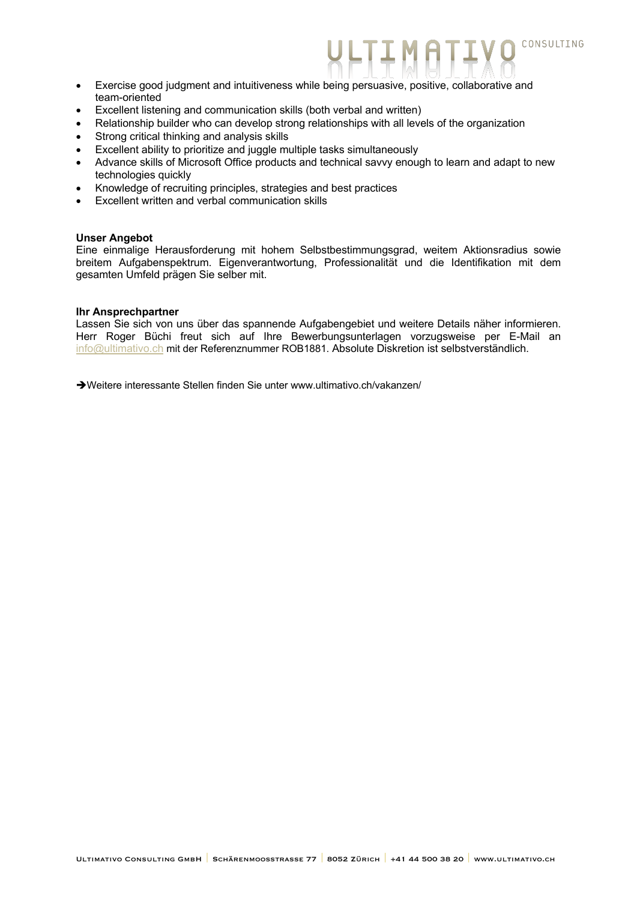- Exercise good judgment and intuitiveness while being persuasive, positive, collaborative and team-oriented
- Excellent listening and communication skills (both verbal and written)
- Relationship builder who can develop strong relationships with all levels of the organization
- Strong critical thinking and analysis skills
- Excellent ability to prioritize and juggle multiple tasks simultaneously
- Advance skills of Microsoft Office products and technical savvy enough to learn and adapt to new technologies quickly
- Knowledge of recruiting principles, strategies and best practices
- Excellent written and verbal communication skills

**Unser Angebot**
Eine einmalige Herausforderung mit hohem Selbstbestimmungsgrad, weitem Aktionsradius sowie breitem Aufgabenspektrum. Eigenverantwortung, Professionalität und die Identifikation mit dem gesamten Umfeld prägen Sie selber mit.

**Ihr Ansprechpartner**
Lassen Sie sich von uns über das spannende Aufgabengebiet und weitere Details näher informieren. Herr Roger Büchi freut sich auf Ihre Bewerbungsunterlagen vorzugsweise per E-Mail an info@ultimativo.ch mit der Referenznummer ROB1881. Absolute Diskretion ist selbstverständlich.

➔Weitere interessante Stellen finden Sie unter www.ultimativo.ch/vakanzen/